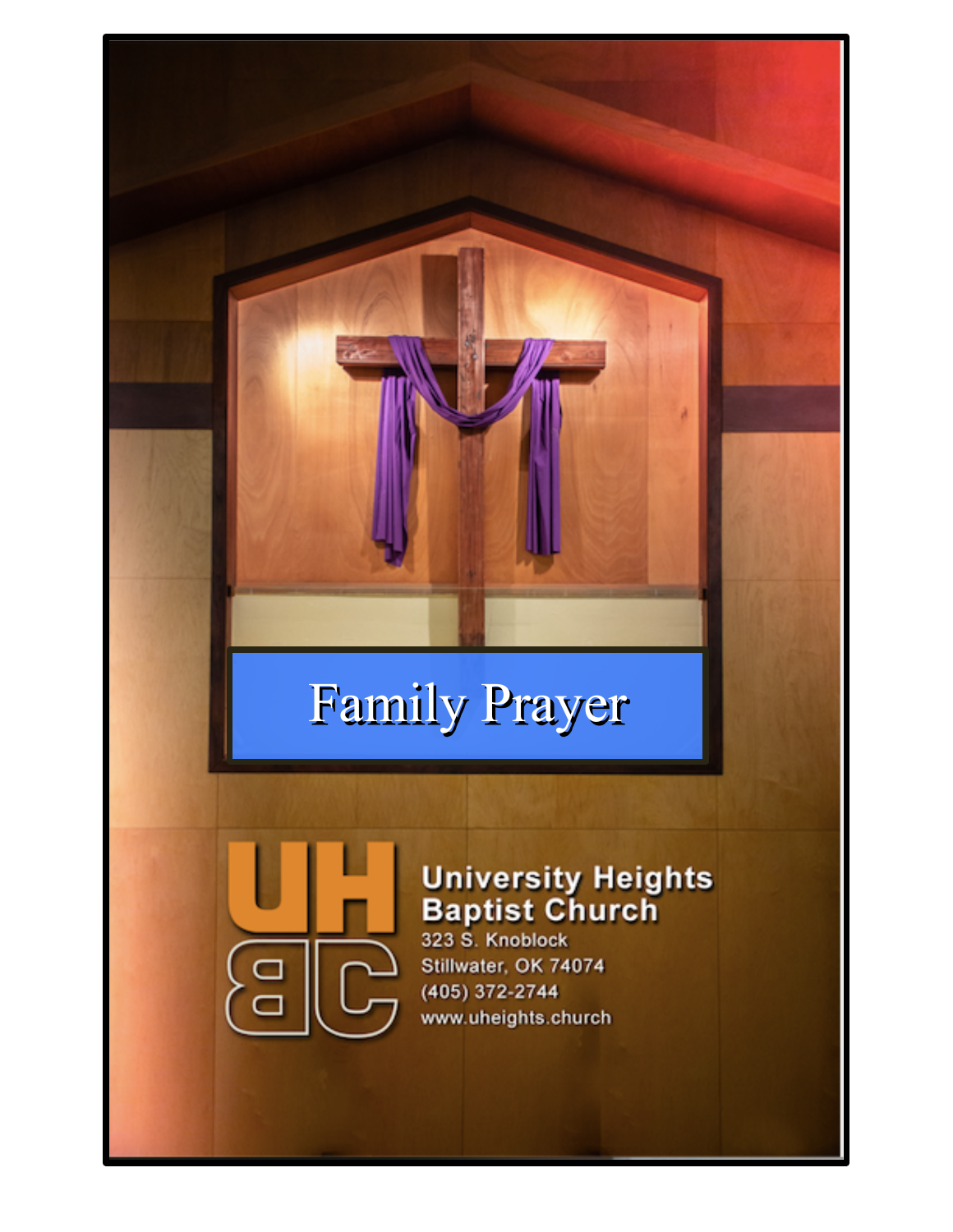# Family Prayer

UHBC

**University Heights Baptist Church**

323 S. Knoblock
Stillwater, OK 74074
(405) 372-2744
www.uheights.church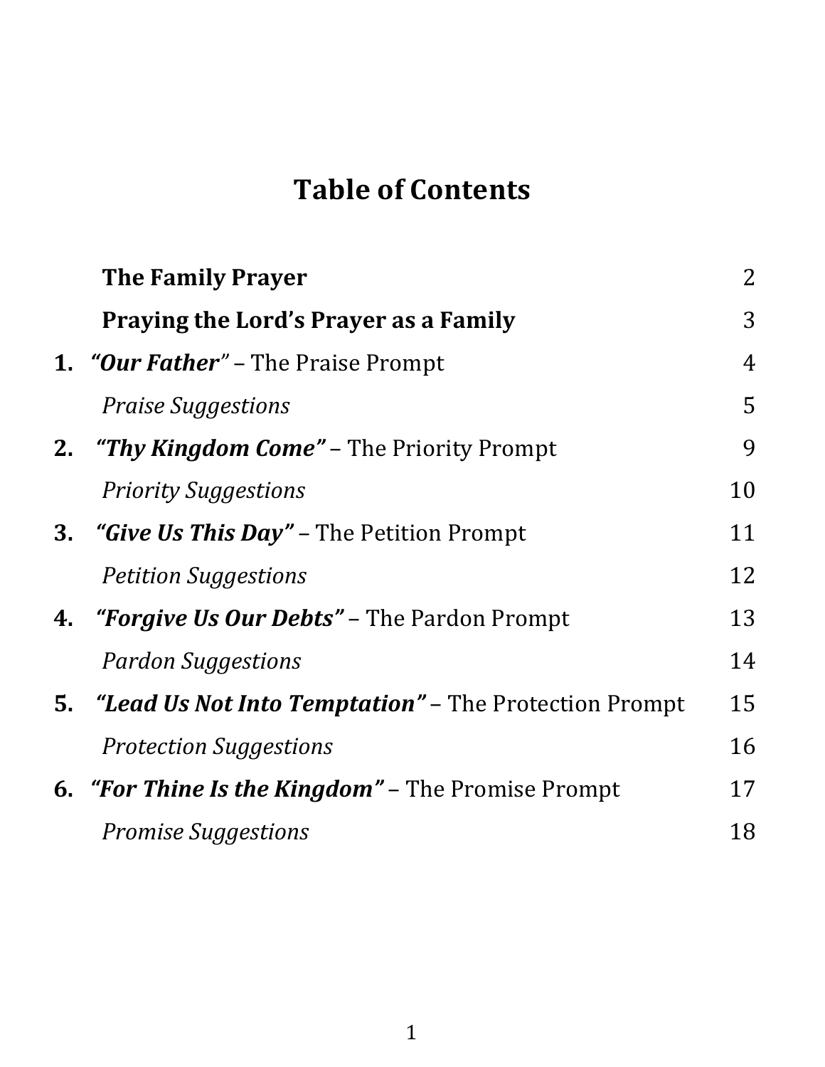# Table of Contents

| | | |
|---|---|---|
| | **The Family Prayer** | 2 |
| | **Praying the Lord's Prayer as a Family** | 3 |
| **1.** | ***"Our Father*"** – The Praise Prompt | 4 |
| | *Praise Suggestions* | 5 |
| **2.** | ***"Thy Kingdom Come"*** – The Priority Prompt | 9 |
| | *Priority Suggestions* | 10 |
| **3.** | ***"Give Us This Day"*** – The Petition Prompt | 11 |
| | *Petition Suggestions* | 12 |
| **4.** | ***"Forgive Us Our Debts"*** – The Pardon Prompt | 13 |
| | *Pardon Suggestions* | 14 |
| **5.** | ***"Lead Us Not Into Temptation"*** – The Protection Prompt | 15 |
| | *Protection Suggestions* | 16 |
| **6.** | ***"For Thine Is the Kingdom"*** – The Promise Prompt | 17 |
| | *Promise Suggestions* | 18 |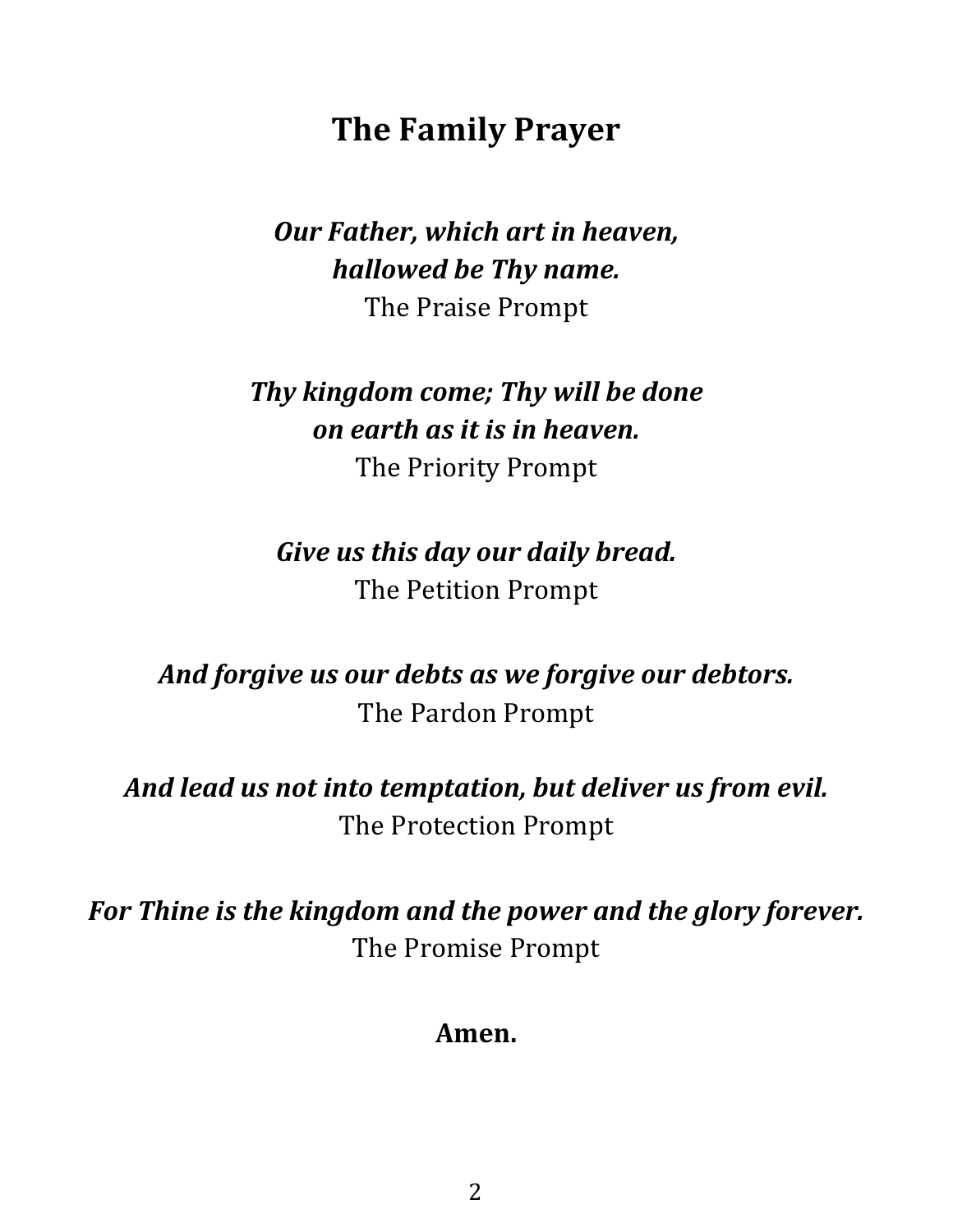## The Family Prayer

***Our Father, which art in heaven,***
***hallowed be Thy name.***
The Praise Prompt

***Thy kingdom come; Thy will be done***
***on earth as it is in heaven.***
The Priority Prompt

***Give us this day our daily bread.***
The Petition Prompt

***And forgive us our debts as we forgive our debtors.***
The Pardon Prompt

***And lead us not into temptation, but deliver us from evil.***
The Protection Prompt

***For Thine is the kingdom and the power and the glory forever.***
The Promise Prompt

**Amen.**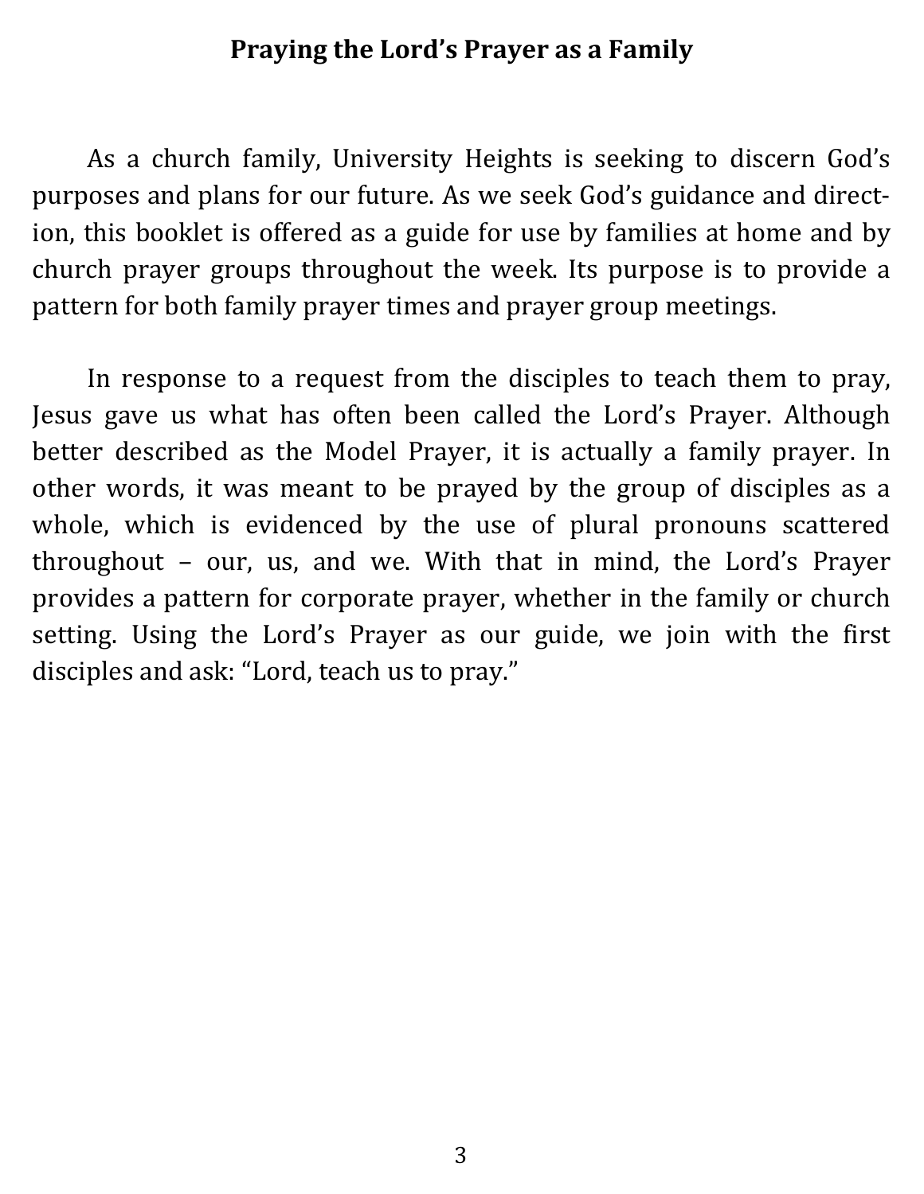# Praying the Lord's Prayer as a Family

As a church family, University Heights is seeking to discern God's purposes and plans for our future. As we seek God's guidance and direction, this booklet is offered as a guide for use by families at home and by church prayer groups throughout the week. Its purpose is to provide a pattern for both family prayer times and prayer group meetings.

In response to a request from the disciples to teach them to pray, Jesus gave us what has often been called the Lord's Prayer. Although better described as the Model Prayer, it is actually a family prayer. In other words, it was meant to be prayed by the group of disciples as a whole, which is evidenced by the use of plural pronouns scattered throughout – our, us, and we. With that in mind, the Lord's Prayer provides a pattern for corporate prayer, whether in the family or church setting. Using the Lord's Prayer as our guide, we join with the first disciples and ask: "Lord, teach us to pray."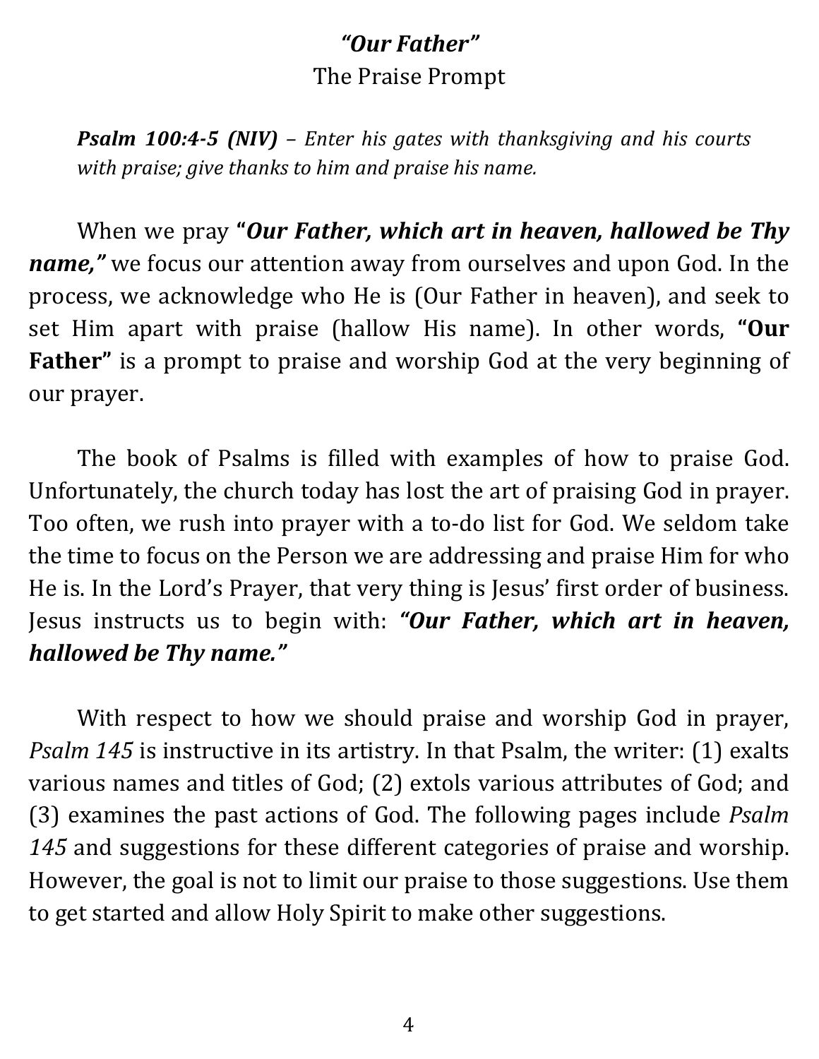## *"Our Father"*
The Praise Prompt

> ***Psalm 100:4-5 (NIV)*** *– Enter his gates with thanksgiving and his courts with praise; give thanks to him and praise his name.*

When we pray **"*Our Father, which art in heaven, hallowed be Thy name,"*** we focus our attention away from ourselves and upon God. In the process, we acknowledge who He is (Our Father in heaven), and seek to set Him apart with praise (hallow His name). In other words, **"Our Father"** is a prompt to praise and worship God at the very beginning of our prayer.

The book of Psalms is filled with examples of how to praise God. Unfortunately, the church today has lost the art of praising God in prayer. Too often, we rush into prayer with a to-do list for God. We seldom take the time to focus on the Person we are addressing and praise Him for who He is. In the Lord's Prayer, that very thing is Jesus' first order of business. Jesus instructs us to begin with: ***"Our Father, which art in heaven, hallowed be Thy name."***

With respect to how we should praise and worship God in prayer, *Psalm 145* is instructive in its artistry. In that Psalm, the writer: (1) exalts various names and titles of God; (2) extols various attributes of God; and (3) examines the past actions of God. The following pages include *Psalm 145* and suggestions for these different categories of praise and worship. However, the goal is not to limit our praise to those suggestions. Use them to get started and allow Holy Spirit to make other suggestions.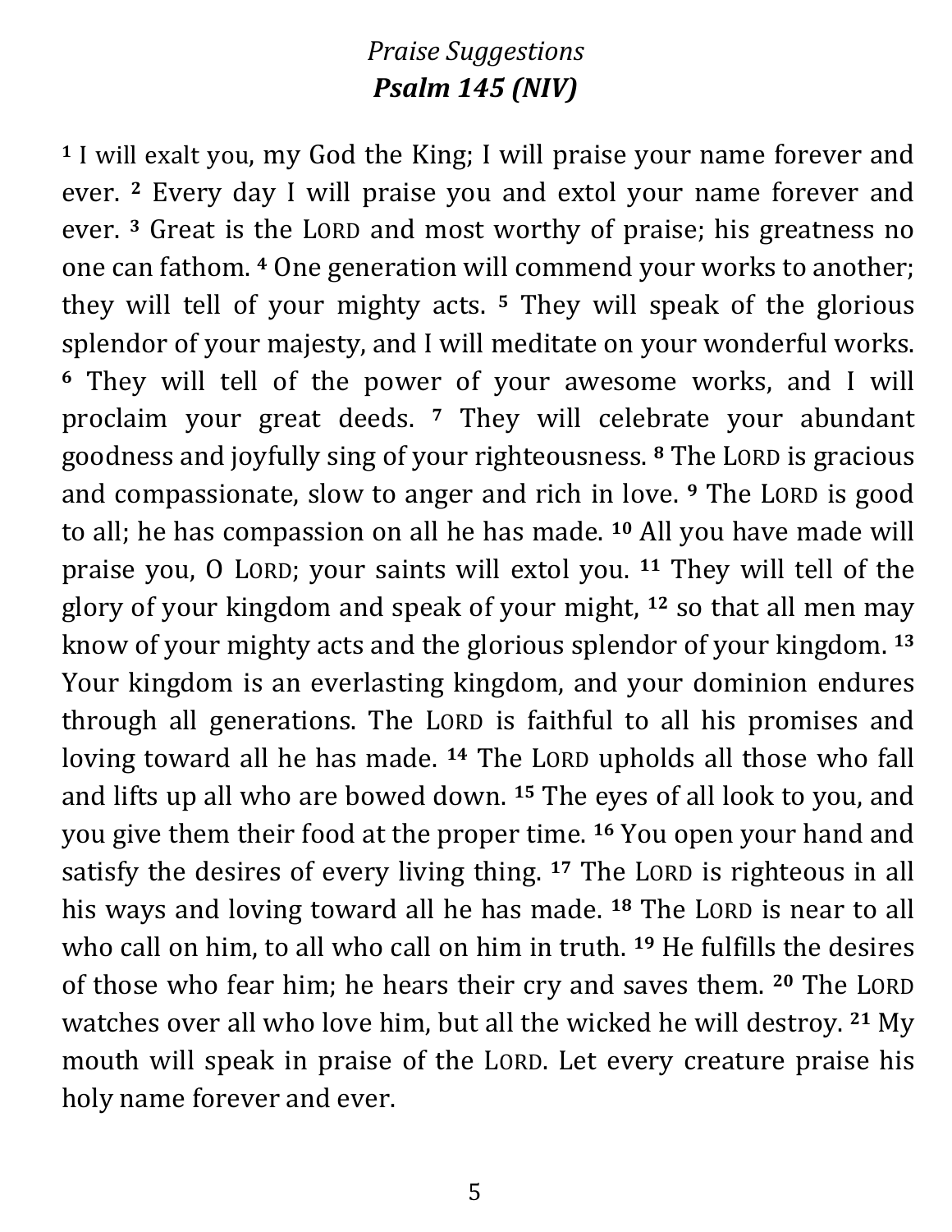*Praise Suggestions*

***Psalm 145 (NIV)***

[1] I will exalt you, my God the King; I will praise your name forever and ever. [2] Every day I will praise you and extol your name forever and ever. [3] Great is the LORD and most worthy of praise; his greatness no one can fathom. [4] One generation will commend your works to another; they will tell of your mighty acts. [5] They will speak of the glorious splendor of your majesty, and I will meditate on your wonderful works. [6] They will tell of the power of your awesome works, and I will proclaim your great deeds. [7] They will celebrate your abundant goodness and joyfully sing of your righteousness. [8] The LORD is gracious and compassionate, slow to anger and rich in love. [9] The LORD is good to all; he has compassion on all he has made. [10] All you have made will praise you, O LORD; your saints will extol you. [11] They will tell of the glory of your kingdom and speak of your might, [12] so that all men may know of your mighty acts and the glorious splendor of your kingdom. [13] Your kingdom is an everlasting kingdom, and your dominion endures through all generations. The LORD is faithful to all his promises and loving toward all he has made. [14] The LORD upholds all those who fall and lifts up all who are bowed down. [15] The eyes of all look to you, and you give them their food at the proper time. [16] You open your hand and satisfy the desires of every living thing. [17] The LORD is righteous in all his ways and loving toward all he has made. [18] The LORD is near to all who call on him, to all who call on him in truth. [19] He fulfills the desires of those who fear him; he hears their cry and saves them. [20] The LORD watches over all who love him, but all the wicked he will destroy. [21] My mouth will speak in praise of the LORD. Let every creature praise his holy name forever and ever.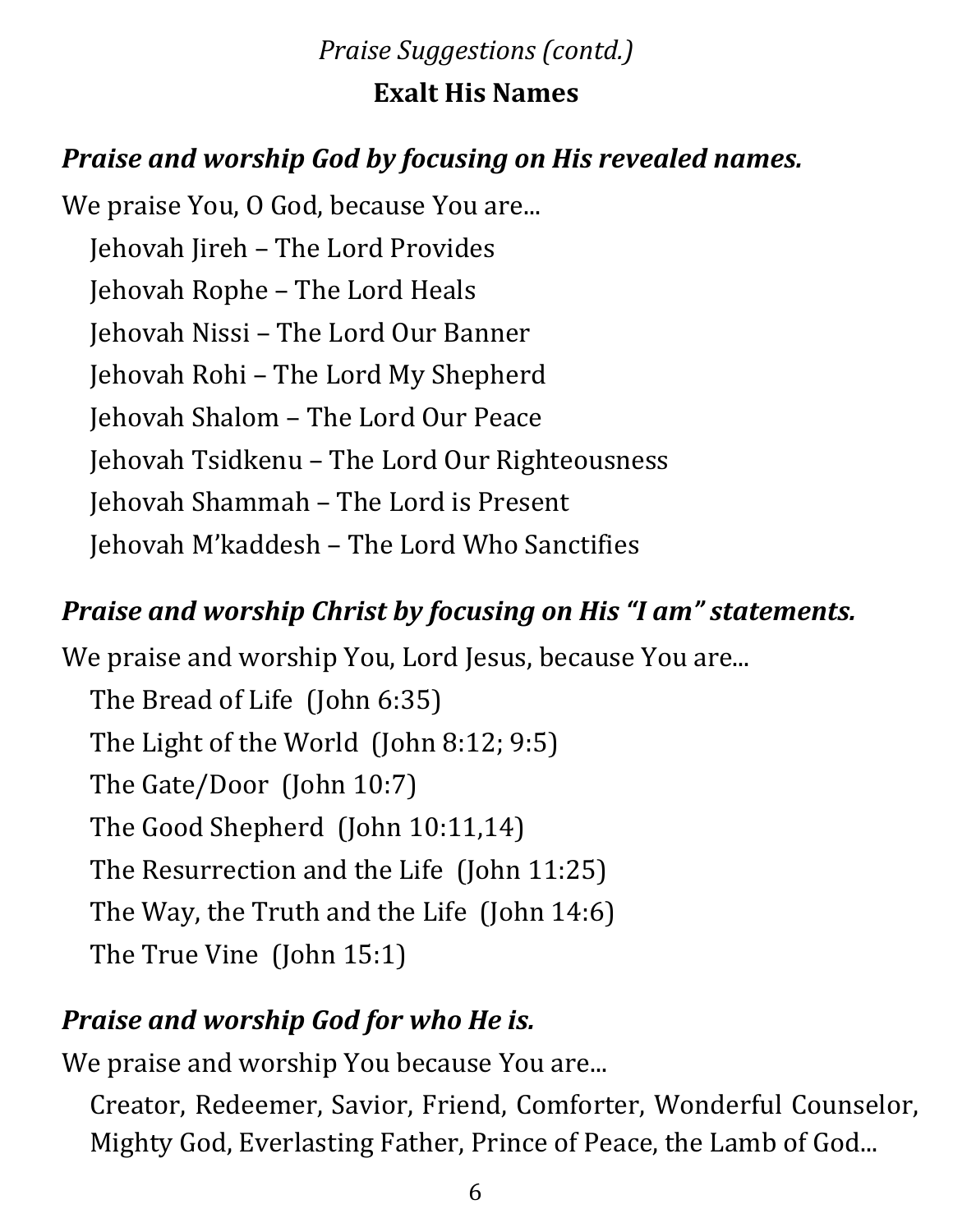*Praise Suggestions (contd.)*

## Exalt His Names

### *Praise and worship God by focusing on His revealed names.*

We praise You, O God, because You are...

- Jehovah Jireh – The Lord Provides
- Jehovah Rophe – The Lord Heals
- Jehovah Nissi – The Lord Our Banner
- Jehovah Rohi – The Lord My Shepherd
- Jehovah Shalom – The Lord Our Peace
- Jehovah Tsidkenu – The Lord Our Righteousness
- Jehovah Shammah – The Lord is Present
- Jehovah M'kaddesh – The Lord Who Sanctifies

### *Praise and worship Christ by focusing on His "I am" statements.*

We praise and worship You, Lord Jesus, because You are...

- The Bread of Life (John 6:35)
- The Light of the World (John 8:12; 9:5)
- The Gate/Door (John 10:7)
- The Good Shepherd (John 10:11,14)
- The Resurrection and the Life (John 11:25)
- The Way, the Truth and the Life (John 14:6)
- The True Vine (John 15:1)

### *Praise and worship God for who He is.*

We praise and worship You because You are...

Creator, Redeemer, Savior, Friend, Comforter, Wonderful Counselor, Mighty God, Everlasting Father, Prince of Peace, the Lamb of God...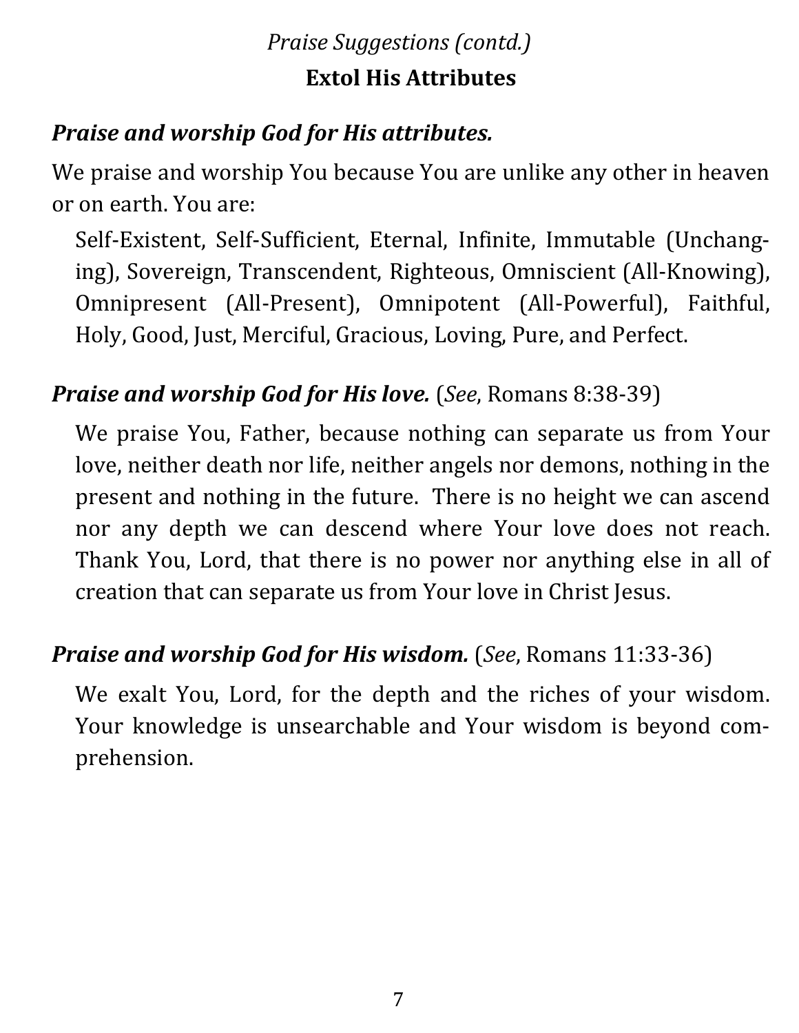*Praise Suggestions (contd.)*

## Extol His Attributes

***Praise and worship God for His attributes.***

We praise and worship You because You are unlike any other in heaven or on earth. You are:

Self-Existent, Self-Sufficient, Eternal, Infinite, Immutable (Unchanging), Sovereign, Transcendent, Righteous, Omniscient (All-Knowing), Omnipresent (All-Present), Omnipotent (All-Powerful), Faithful, Holy, Good, Just, Merciful, Gracious, Loving, Pure, and Perfect.

***Praise and worship God for His love.*** (*See*, Romans 8:38-39)

We praise You, Father, because nothing can separate us from Your love, neither death nor life, neither angels nor demons, nothing in the present and nothing in the future. There is no height we can ascend nor any depth we can descend where Your love does not reach. Thank You, Lord, that there is no power nor anything else in all of creation that can separate us from Your love in Christ Jesus.

***Praise and worship God for His wisdom.*** (*See*, Romans 11:33-36)

We exalt You, Lord, for the depth and the riches of your wisdom. Your knowledge is unsearchable and Your wisdom is beyond comprehension.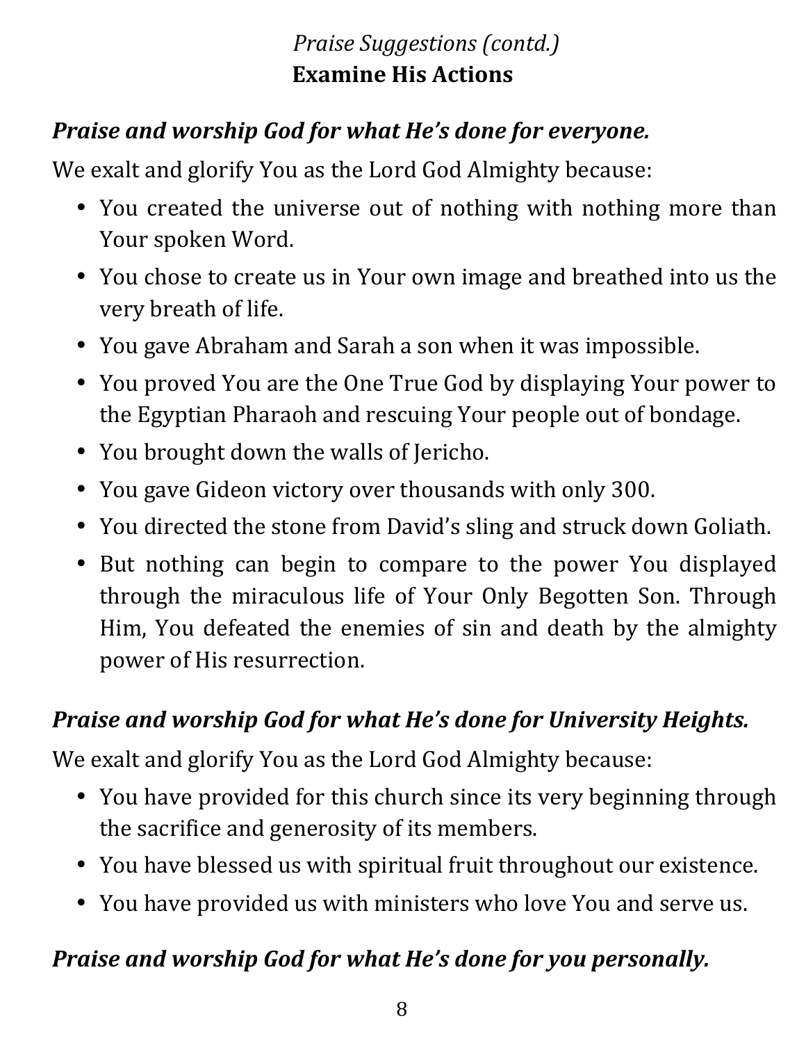*Praise Suggestions (contd.)*

## Examine His Actions

***Praise and worship God for what He's done for everyone.***

We exalt and glorify You as the Lord God Almighty because:

- You created the universe out of nothing with nothing more than Your spoken Word.
- You chose to create us in Your own image and breathed into us the very breath of life.
- You gave Abraham and Sarah a son when it was impossible.
- You proved You are the One True God by displaying Your power to the Egyptian Pharaoh and rescuing Your people out of bondage.
- You brought down the walls of Jericho.
- You gave Gideon victory over thousands with only 300.
- You directed the stone from David's sling and struck down Goliath.
- But nothing can begin to compare to the power You displayed through the miraculous life of Your Only Begotten Son. Through Him, You defeated the enemies of sin and death by the almighty power of His resurrection.

***Praise and worship God for what He's done for University Heights.***

We exalt and glorify You as the Lord God Almighty because:

- You have provided for this church since its very beginning through the sacrifice and generosity of its members.
- You have blessed us with spiritual fruit throughout our existence.
- You have provided us with ministers who love You and serve us.

***Praise and worship God for what He's done for you personally.***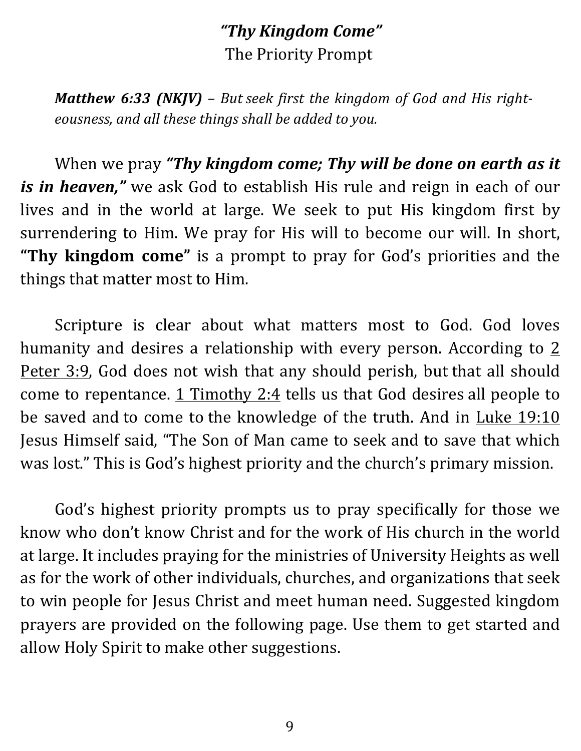## *"Thy Kingdom Come"*

The Priority Prompt

> ***Matthew 6:33 (NKJV)*** *– But seek first the kingdom of God and His righteousness, and all these things shall be added to you.*

When we pray ***"Thy kingdom come; Thy will be done on earth as it is in heaven,"*** we ask God to establish His rule and reign in each of our lives and in the world at large. We seek to put His kingdom first by surrendering to Him. We pray for His will to become our will. In short, **"Thy kingdom come"** is a prompt to pray for God's priorities and the things that matter most to Him.

Scripture is clear about what matters most to God. God loves humanity and desires a relationship with every person. According to 2 Peter 3:9, God does not wish that any should perish, but that all should come to repentance. 1 Timothy 2:4 tells us that God desires all people to be saved and to come to the knowledge of the truth. And in Luke 19:10 Jesus Himself said, "The Son of Man came to seek and to save that which was lost." This is God's highest priority and the church's primary mission.

God's highest priority prompts us to pray specifically for those we know who don't know Christ and for the work of His church in the world at large. It includes praying for the ministries of University Heights as well as for the work of other individuals, churches, and organizations that seek to win people for Jesus Christ and meet human need. Suggested kingdom prayers are provided on the following page. Use them to get started and allow Holy Spirit to make other suggestions.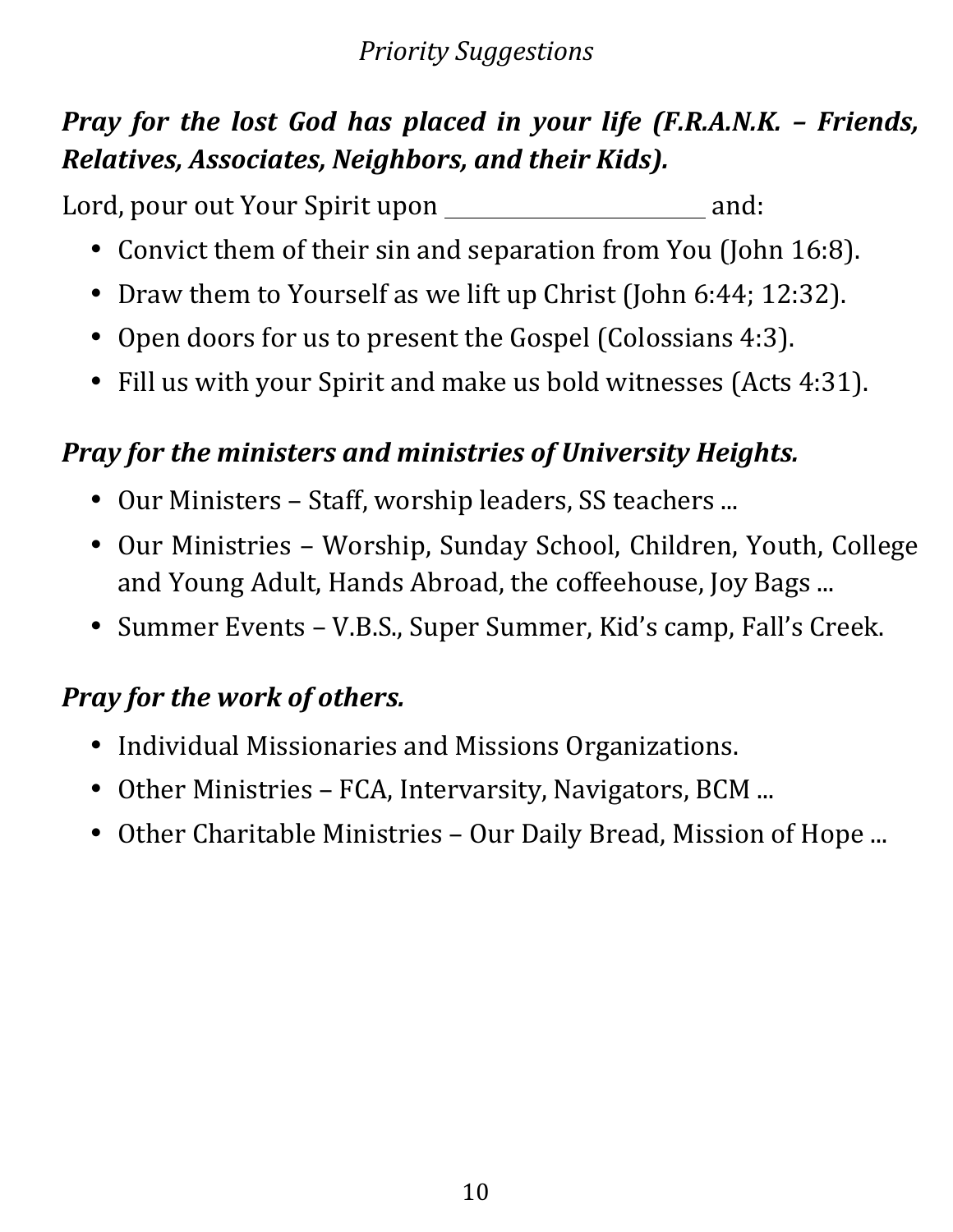*Priority Suggestions*

## ***Pray for the lost God has placed in your life (F.R.A.N.K. – Friends, Relatives, Associates, Neighbors, and their Kids).***

Lord, pour out Your Spirit upon ______________________ and:

- Convict them of their sin and separation from You (John 16:8).
- Draw them to Yourself as we lift up Christ (John 6:44; 12:32).
- Open doors for us to present the Gospel (Colossians 4:3).
- Fill us with your Spirit and make us bold witnesses (Acts 4:31).

## ***Pray for the ministers and ministries of University Heights.***

- Our Ministers – Staff, worship leaders, SS teachers ...
- Our Ministries – Worship, Sunday School, Children, Youth, College and Young Adult, Hands Abroad, the coffeehouse, Joy Bags ...
- Summer Events – V.B.S., Super Summer, Kid's camp, Fall's Creek.

## ***Pray for the work of others.***

- Individual Missionaries and Missions Organizations.
- Other Ministries – FCA, Intervarsity, Navigators, BCM ...
- Other Charitable Ministries – Our Daily Bread, Mission of Hope ...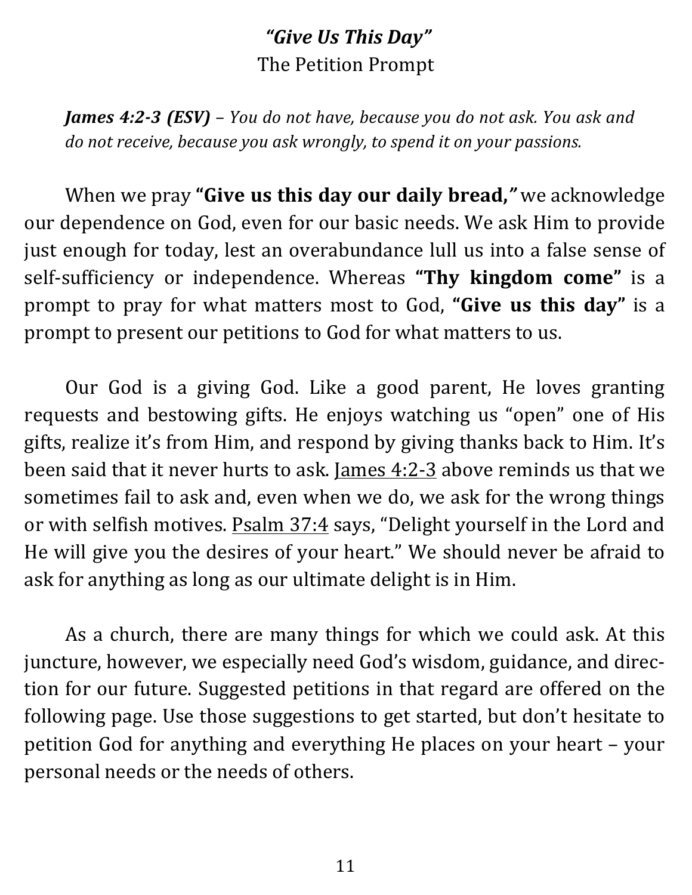## *"Give Us This Day"*

The Petition Prompt

***James 4:2-3 (ESV)*** *– You do not have, because you do not ask. You ask and do not receive, because you ask wrongly, to spend it on your passions.*

When we pray **"Give us this day our daily bread,"** we acknowledge our dependence on God, even for our basic needs. We ask Him to provide just enough for today, lest an overabundance lull us into a false sense of self-sufficiency or independence. Whereas **"Thy kingdom come"** is a prompt to pray for what matters most to God, **"Give us this day"** is a prompt to present our petitions to God for what matters to us.

Our God is a giving God. Like a good parent, He loves granting requests and bestowing gifts. He enjoys watching us "open" one of His gifts, realize it's from Him, and respond by giving thanks back to Him. It's been said that it never hurts to ask. James 4:2-3 above reminds us that we sometimes fail to ask and, even when we do, we ask for the wrong things or with selfish motives. Psalm 37:4 says, "Delight yourself in the Lord and He will give you the desires of your heart." We should never be afraid to ask for anything as long as our ultimate delight is in Him.

As a church, there are many things for which we could ask. At this juncture, however, we especially need God's wisdom, guidance, and direction for our future. Suggested petitions in that regard are offered on the following page. Use those suggestions to get started, but don't hesitate to petition God for anything and everything He places on your heart – your personal needs or the needs of others.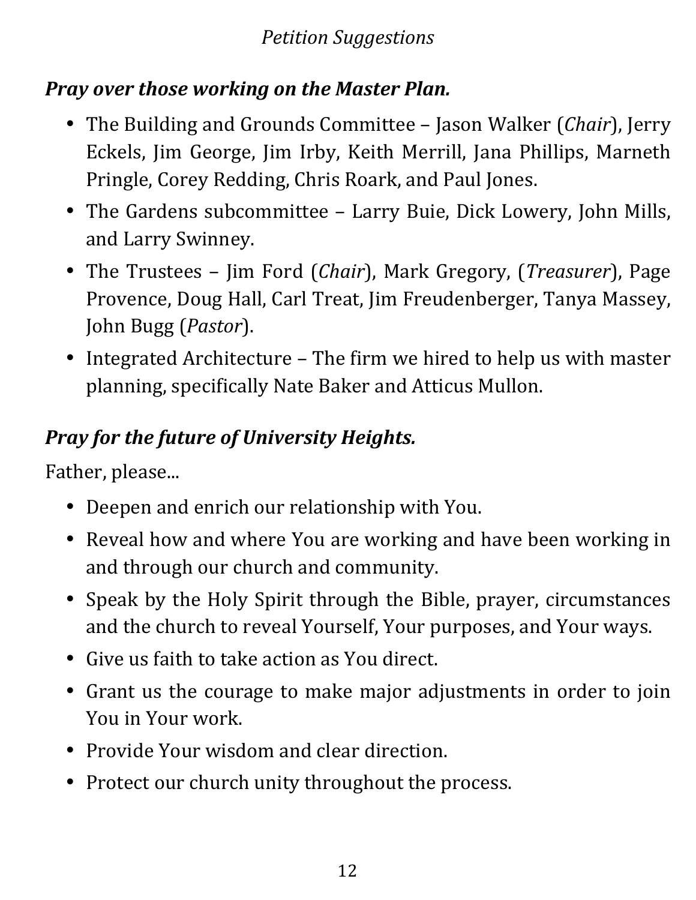*Petition Suggestions*

***Pray over those working on the Master Plan.***

- The Building and Grounds Committee – Jason Walker (*Chair*), Jerry Eckels, Jim George, Jim Irby, Keith Merrill, Jana Phillips, Marneth Pringle, Corey Redding, Chris Roark, and Paul Jones.
- The Gardens subcommittee – Larry Buie, Dick Lowery, John Mills, and Larry Swinney.
- The Trustees – Jim Ford (*Chair*), Mark Gregory, (*Treasurer*), Page Provence, Doug Hall, Carl Treat, Jim Freudenberger, Tanya Massey, John Bugg (*Pastor*).
- Integrated Architecture – The firm we hired to help us with master planning, specifically Nate Baker and Atticus Mullon.

***Pray for the future of University Heights.***

Father, please...

- Deepen and enrich our relationship with You.
- Reveal how and where You are working and have been working in and through our church and community.
- Speak by the Holy Spirit through the Bible, prayer, circumstances and the church to reveal Yourself, Your purposes, and Your ways.
- Give us faith to take action as You direct.
- Grant us the courage to make major adjustments in order to join You in Your work.
- Provide Your wisdom and clear direction.
- Protect our church unity throughout the process.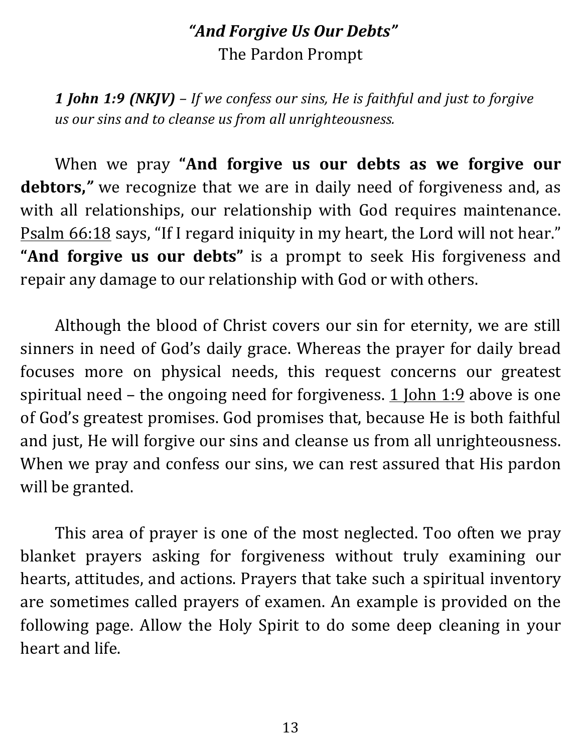## *"And Forgive Us Our Debts"*

The Pardon Prompt

> ***1 John 1:9 (NKJV)*** *– If we confess our sins, He is faithful and just to forgive us our sins and to cleanse us from all unrighteousness.*

When we pray **"And forgive us our debts as we forgive our debtors,"** we recognize that we are in daily need of forgiveness and, as with all relationships, our relationship with God requires maintenance. Psalm 66:18 says, "If I regard iniquity in my heart, the Lord will not hear." **"And forgive us our debts"** is a prompt to seek His forgiveness and repair any damage to our relationship with God or with others.

Although the blood of Christ covers our sin for eternity, we are still sinners in need of God's daily grace. Whereas the prayer for daily bread focuses more on physical needs, this request concerns our greatest spiritual need – the ongoing need for forgiveness. 1 John 1:9 above is one of God's greatest promises. God promises that, because He is both faithful and just, He will forgive our sins and cleanse us from all unrighteousness. When we pray and confess our sins, we can rest assured that His pardon will be granted.

This area of prayer is one of the most neglected. Too often we pray blanket prayers asking for forgiveness without truly examining our hearts, attitudes, and actions. Prayers that take such a spiritual inventory are sometimes called prayers of examen. An example is provided on the following page. Allow the Holy Spirit to do some deep cleaning in your heart and life.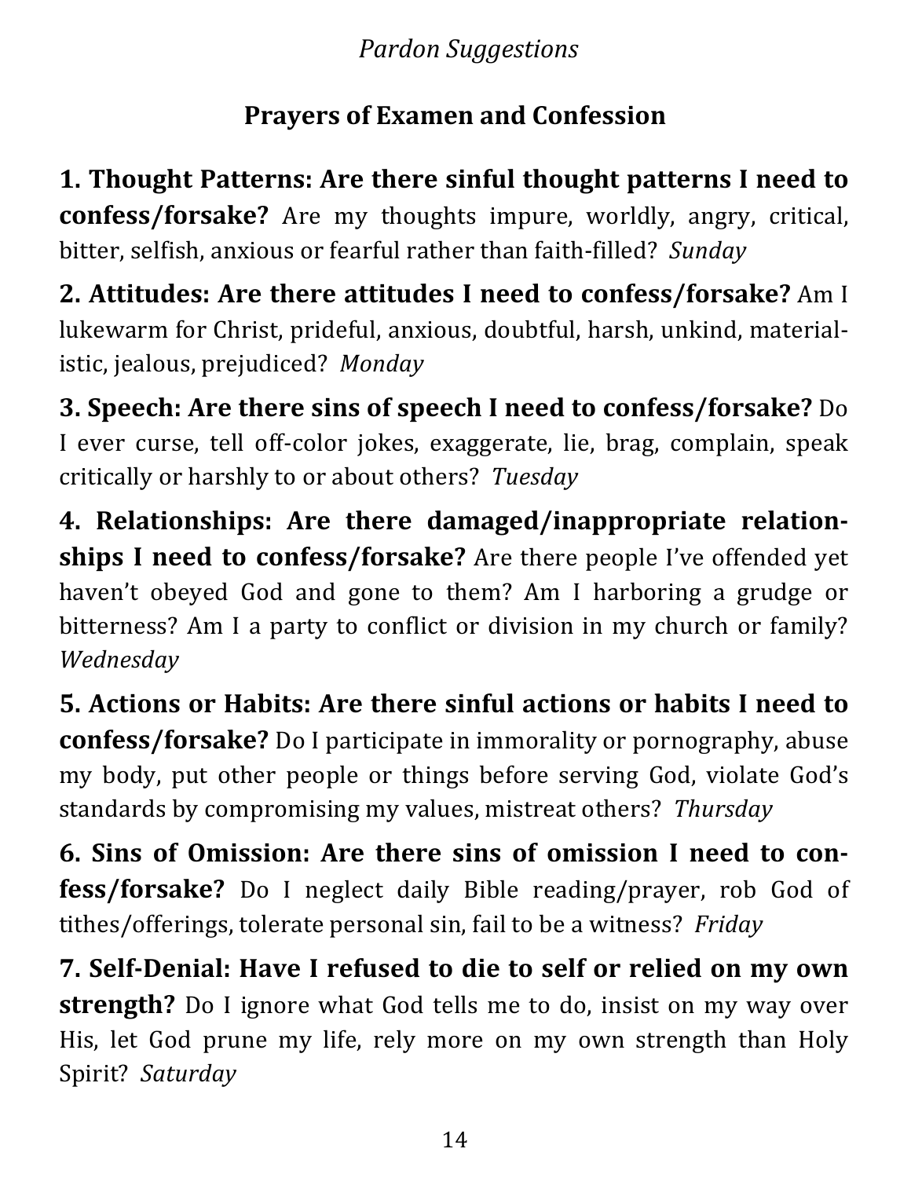*Pardon Suggestions*

## Prayers of Examen and Confession

**1. Thought Patterns: Are there sinful thought patterns I need to confess/forsake?** Are my thoughts impure, worldly, angry, critical, bitter, selfish, anxious or fearful rather than faith-filled? *Sunday*

**2. Attitudes: Are there attitudes I need to confess/forsake?** Am I lukewarm for Christ, prideful, anxious, doubtful, harsh, unkind, materialistic, jealous, prejudiced? *Monday*

**3. Speech: Are there sins of speech I need to confess/forsake?** Do I ever curse, tell off-color jokes, exaggerate, lie, brag, complain, speak critically or harshly to or about others? *Tuesday*

**4. Relationships: Are there damaged/inappropriate relationships I need to confess/forsake?** Are there people I've offended yet haven't obeyed God and gone to them? Am I harboring a grudge or bitterness? Am I a party to conflict or division in my church or family? *Wednesday*

**5. Actions or Habits: Are there sinful actions or habits I need to confess/forsake?** Do I participate in immorality or pornography, abuse my body, put other people or things before serving God, violate God's standards by compromising my values, mistreat others? *Thursday*

**6. Sins of Omission: Are there sins of omission I need to confess/forsake?** Do I neglect daily Bible reading/prayer, rob God of tithes/offerings, tolerate personal sin, fail to be a witness? *Friday*

**7. Self-Denial: Have I refused to die to self or relied on my own strength?** Do I ignore what God tells me to do, insist on my way over His, let God prune my life, rely more on my own strength than Holy Spirit? *Saturday*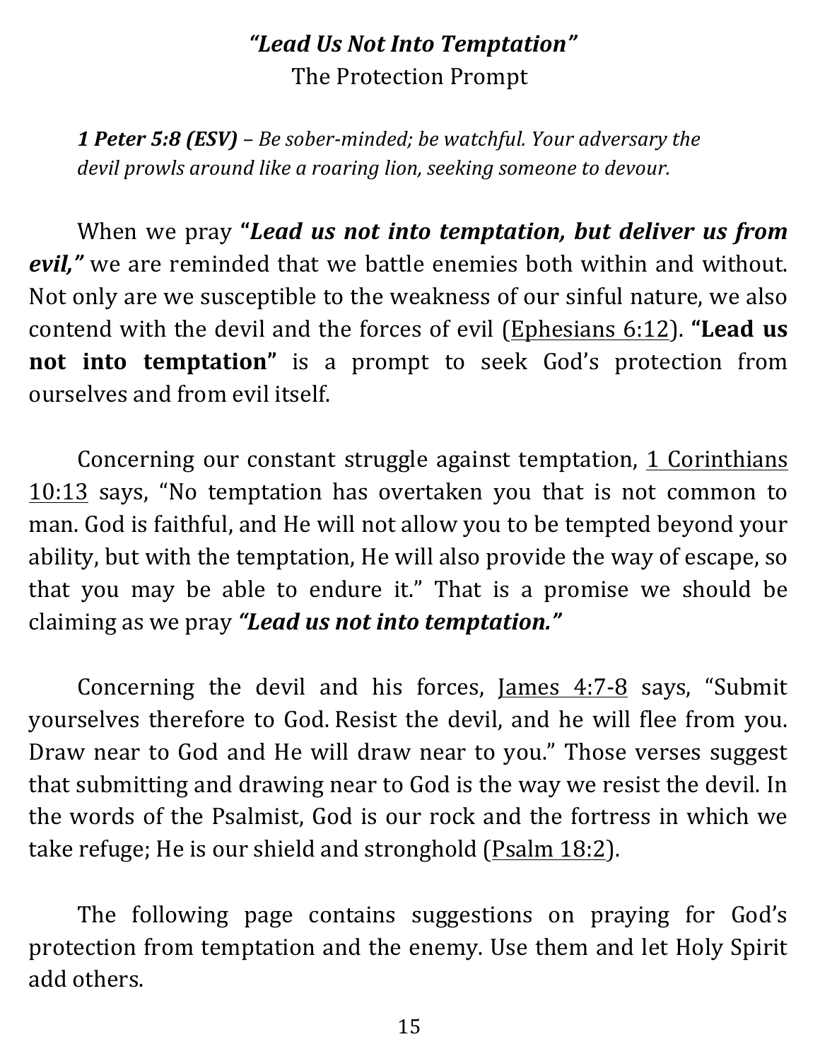## *"Lead Us Not Into Temptation"*

The Protection Prompt

> ***1 Peter 5:8 (ESV)*** *– Be sober-minded; be watchful. Your adversary the devil prowls around like a roaring lion, seeking someone to devour.*

When we pray **"*Lead us not into temptation, but deliver us from evil,*"** we are reminded that we battle enemies both within and without. Not only are we susceptible to the weakness of our sinful nature, we also contend with the devil and the forces of evil (Ephesians 6:12). **"Lead us not into temptation"** is a prompt to seek God's protection from ourselves and from evil itself.

Concerning our constant struggle against temptation, 1 Corinthians 10:13 says, "No temptation has overtaken you that is not common to man. God is faithful, and He will not allow you to be tempted beyond your ability, but with the temptation, He will also provide the way of escape, so that you may be able to endure it." That is a promise we should be claiming as we pray ***"Lead us not into temptation."***

Concerning the devil and his forces, James 4:7-8 says, "Submit yourselves therefore to God. Resist the devil, and he will flee from you. Draw near to God and He will draw near to you." Those verses suggest that submitting and drawing near to God is the way we resist the devil. In the words of the Psalmist, God is our rock and the fortress in which we take refuge; He is our shield and stronghold (Psalm 18:2).

The following page contains suggestions on praying for God's protection from temptation and the enemy. Use them and let Holy Spirit add others.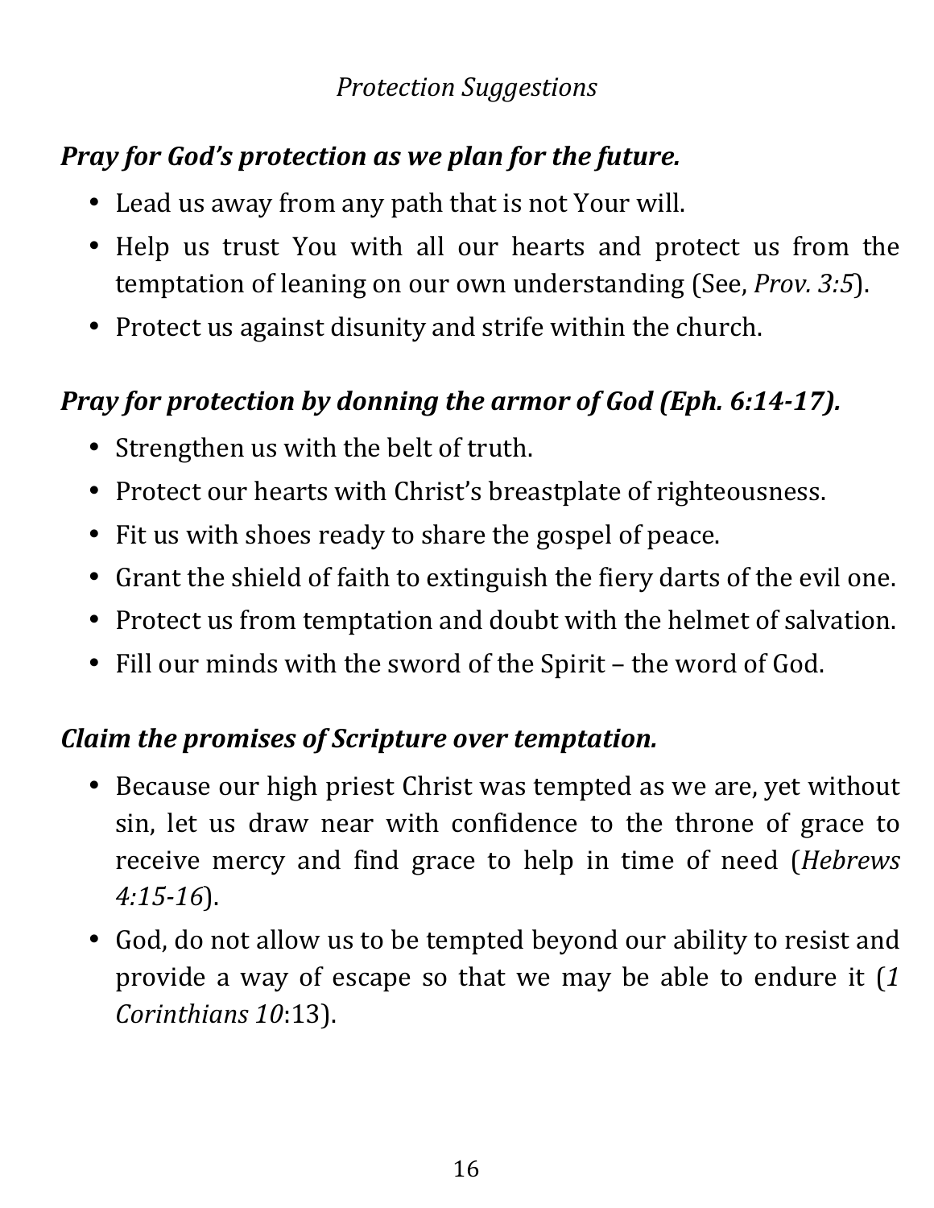*Protection Suggestions*

***Pray for God's protection as we plan for the future.***

- Lead us away from any path that is not Your will.
- Help us trust You with all our hearts and protect us from the temptation of leaning on our own understanding (See, *Prov. 3:5*).
- Protect us against disunity and strife within the church.

***Pray for protection by donning the armor of God (Eph. 6:14-17).***

- Strengthen us with the belt of truth.
- Protect our hearts with Christ's breastplate of righteousness.
- Fit us with shoes ready to share the gospel of peace.
- Grant the shield of faith to extinguish the fiery darts of the evil one.
- Protect us from temptation and doubt with the helmet of salvation.
- Fill our minds with the sword of the Spirit – the word of God.

***Claim the promises of Scripture over temptation.***

- Because our high priest Christ was tempted as we are, yet without sin, let us draw near with confidence to the throne of grace to receive mercy and find grace to help in time of need (*Hebrews 4:15-16*).
- God, do not allow us to be tempted beyond our ability to resist and provide a way of escape so that we may be able to endure it (*1 Corinthians 10*:13).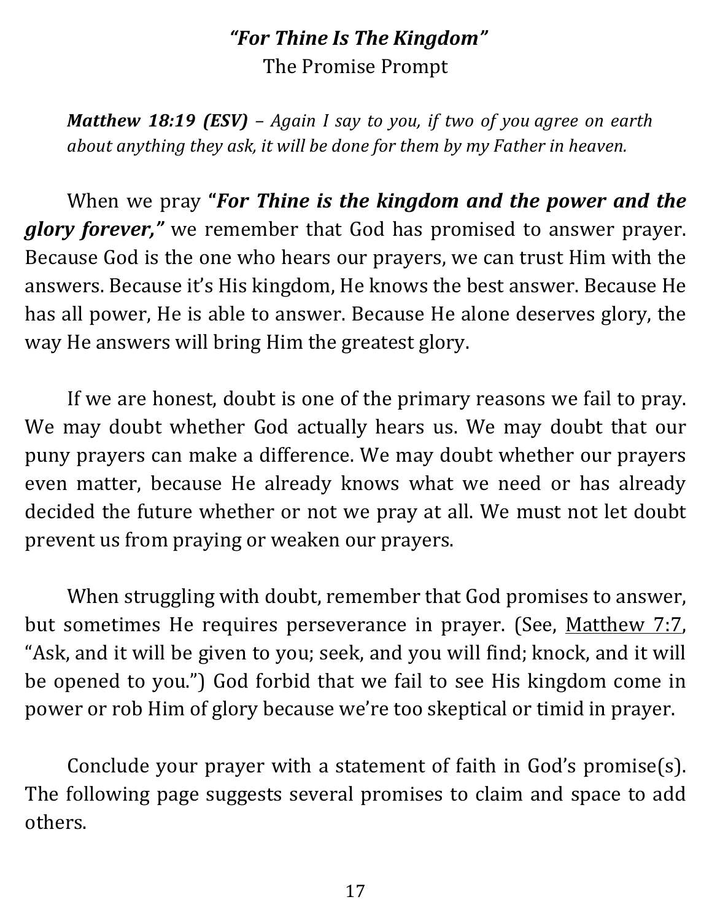## *"For Thine Is The Kingdom"*

The Promise Prompt

> ***Matthew 18:19 (ESV)*** *– Again I say to you, if two of you agree on earth about anything they ask, it will be done for them by my Father in heaven.*

When we pray ***"For Thine is the kingdom and the power and the glory forever,"*** we remember that God has promised to answer prayer. Because God is the one who hears our prayers, we can trust Him with the answers. Because it's His kingdom, He knows the best answer. Because He has all power, He is able to answer. Because He alone deserves glory, the way He answers will bring Him the greatest glory.

If we are honest, doubt is one of the primary reasons we fail to pray. We may doubt whether God actually hears us. We may doubt that our puny prayers can make a difference. We may doubt whether our prayers even matter, because He already knows what we need or has already decided the future whether or not we pray at all. We must not let doubt prevent us from praying or weaken our prayers.

When struggling with doubt, remember that God promises to answer, but sometimes He requires perseverance in prayer. (See, Matthew 7:7, "Ask, and it will be given to you; seek, and you will find; knock, and it will be opened to you.") God forbid that we fail to see His kingdom come in power or rob Him of glory because we're too skeptical or timid in prayer.

Conclude your prayer with a statement of faith in God's promise(s). The following page suggests several promises to claim and space to add others.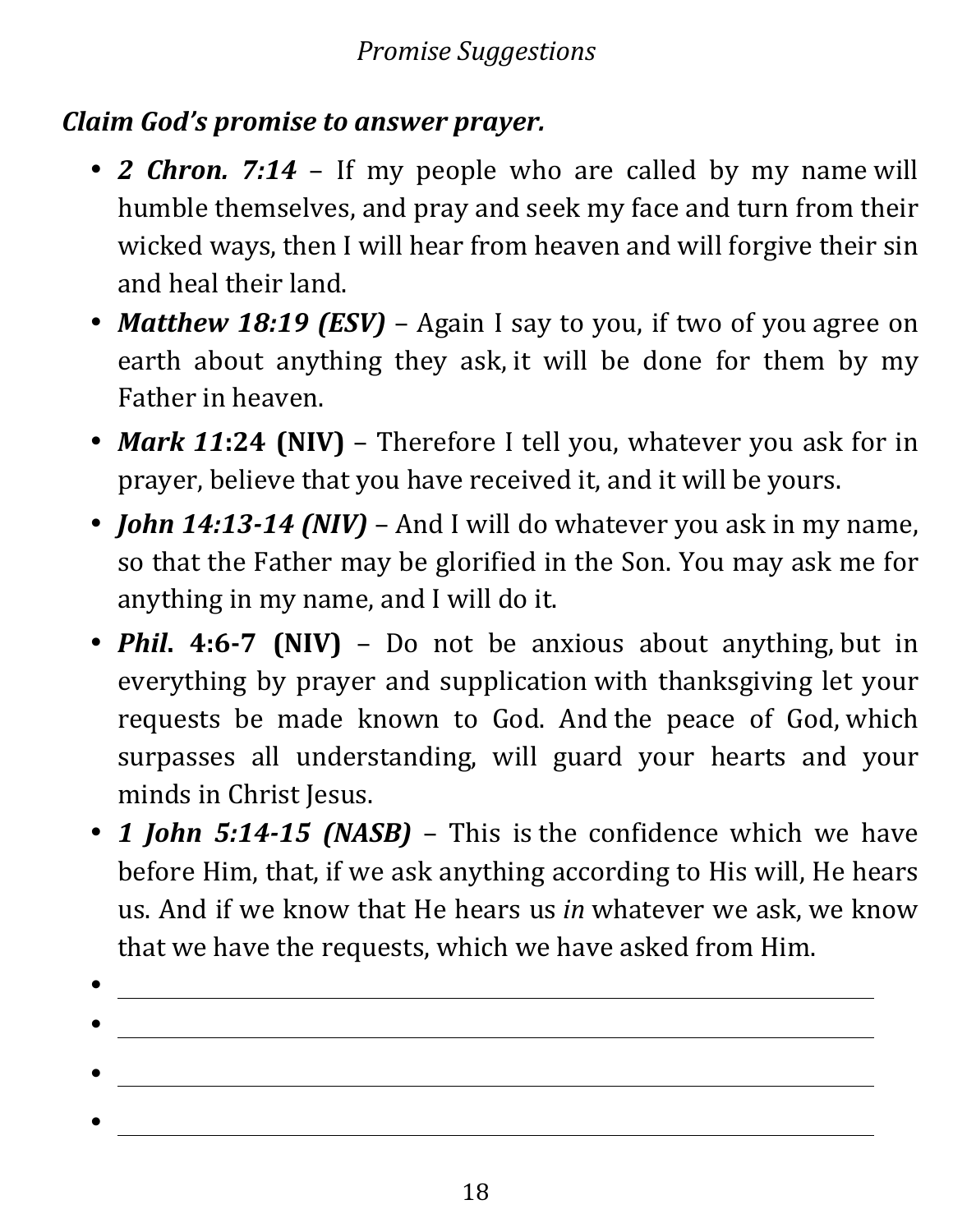***Claim God's promise to answer prayer.***

- ***2 Chron. 7:14*** – If my people who are called by my name will humble themselves, and pray and seek my face and turn from their wicked ways, then I will hear from heaven and will forgive their sin and heal their land.
- ***Matthew 18:19 (ESV)*** – Again I say to you, if two of you agree on earth about anything they ask, it will be done for them by my Father in heaven.
- ***Mark 11*:24 (NIV)** – Therefore I tell you, whatever you ask for in prayer, believe that you have received it, and it will be yours.
- ***John 14:13-14 (NIV)*** – And I will do whatever you ask in my name, so that the Father may be glorified in the Son. You may ask me for anything in my name, and I will do it.
- ***Phil*. 4:6-7 (NIV)** – Do not be anxious about anything, but in everything by prayer and supplication with thanksgiving let your requests be made known to God. And the peace of God, which surpasses all understanding, will guard your hearts and your minds in Christ Jesus.
- ***1 John 5:14-15 (NASB)*** – This is the confidence which we have before Him, that, if we ask anything according to His will, He hears us. And if we know that He hears us *in* whatever we ask, we know that we have the requests, which we have asked from Him.
- ______________________________________________
- ______________________________________________
- ______________________________________________
- ______________________________________________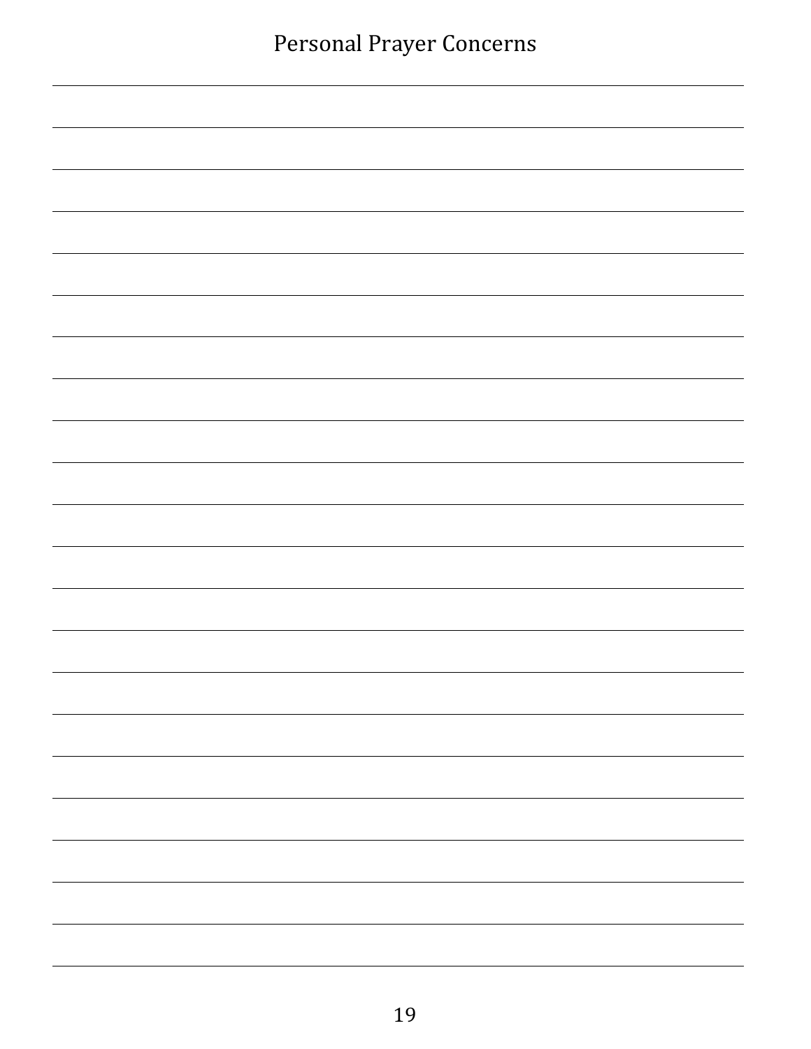# Personal Prayer Concerns